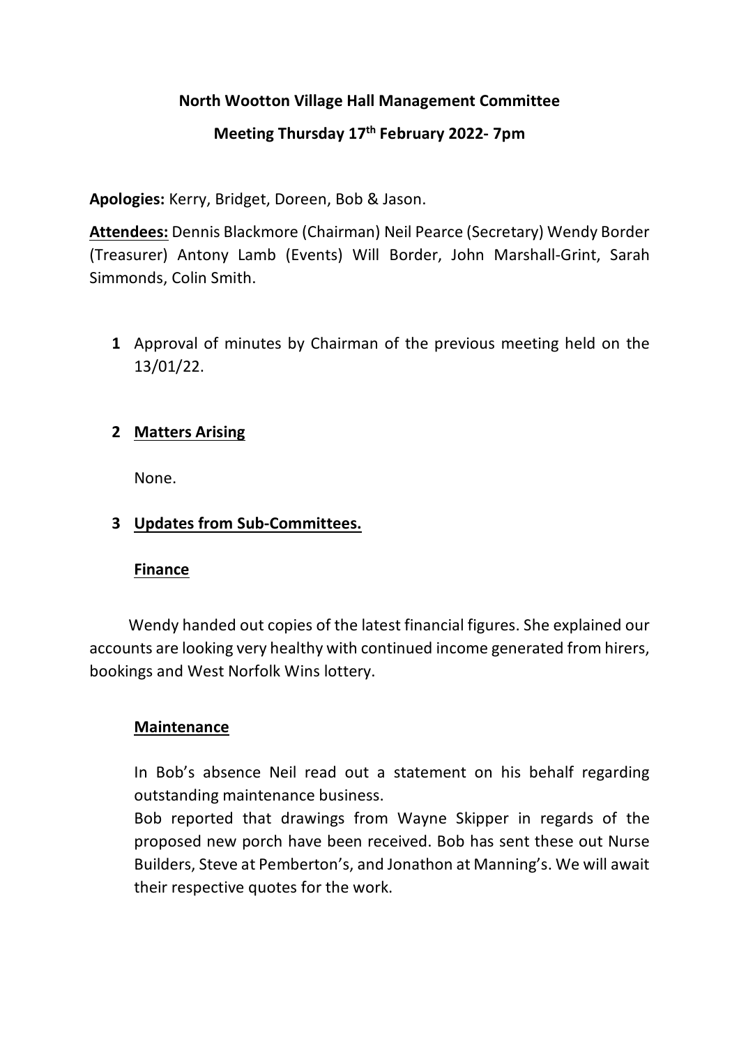**North Wootton Village Hall Management Committee**

**Meeting Thursday 17th February 2022- 7pm**

**Apologies:** Kerry, Bridget, Doreen, Bob & Jason.

**Attendees:** Dennis Blackmore (Chairman) Neil Pearce (Secretary) Wendy Border (Treasurer) Antony Lamb (Events) Will Border, John Marshall-Grint, Sarah Simmonds, Colin Smith.

1. Approval of minutes by Chairman of the previous meeting held on the 13/01/22.

2. **Matters Arising**

   None.

3. **Updates from Sub-Committees.**

   **Finance**

Wendy handed out copies of the latest financial figures. She explained our accounts are looking very healthy with continued income generated from hirers, bookings and West Norfolk Wins lottery.

**Maintenance**

In Bob's absence Neil read out a statement on his behalf regarding outstanding maintenance business.

Bob reported that drawings from Wayne Skipper in regards of the proposed new porch have been received. Bob has sent these out Nurse Builders, Steve at Pemberton's, and Jonathon at Manning's. We will await their respective quotes for the work.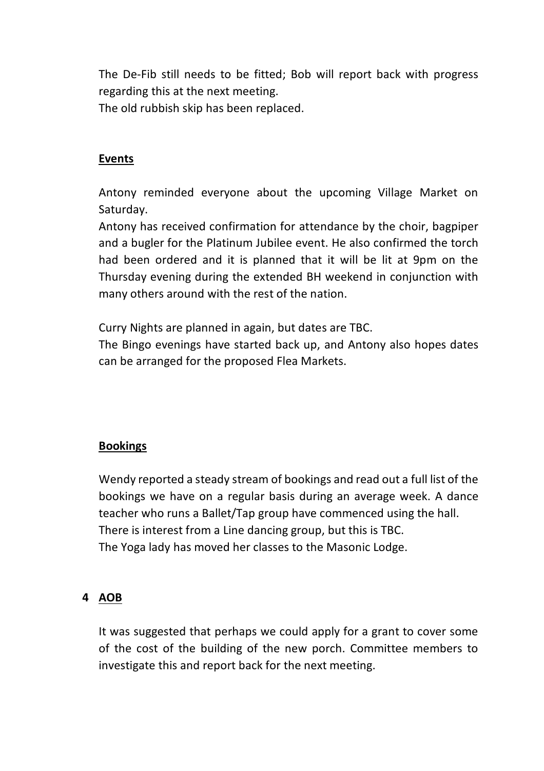The De-Fib still needs to be fitted; Bob will report back with progress regarding this at the next meeting.
The old rubbish skip has been replaced.

**Events**

Antony reminded everyone about the upcoming Village Market on Saturday.
Antony has received confirmation for attendance by the choir, bagpiper and a bugler for the Platinum Jubilee event. He also confirmed the torch had been ordered and it is planned that it will be lit at 9pm on the Thursday evening during the extended BH weekend in conjunction with many others around with the rest of the nation.

Curry Nights are planned in again, but dates are TBC.
The Bingo evenings have started back up, and Antony also hopes dates can be arranged for the proposed Flea Markets.

**Bookings**

Wendy reported a steady stream of bookings and read out a full list of the bookings we have on a regular basis during an average week. A dance teacher who runs a Ballet/Tap group have commenced using the hall.
There is interest from a Line dancing group, but this is TBC.
The Yoga lady has moved her classes to the Masonic Lodge.

## 4 AOB

It was suggested that perhaps we could apply for a grant to cover some of the cost of the building of the new porch. Committee members to investigate this and report back for the next meeting.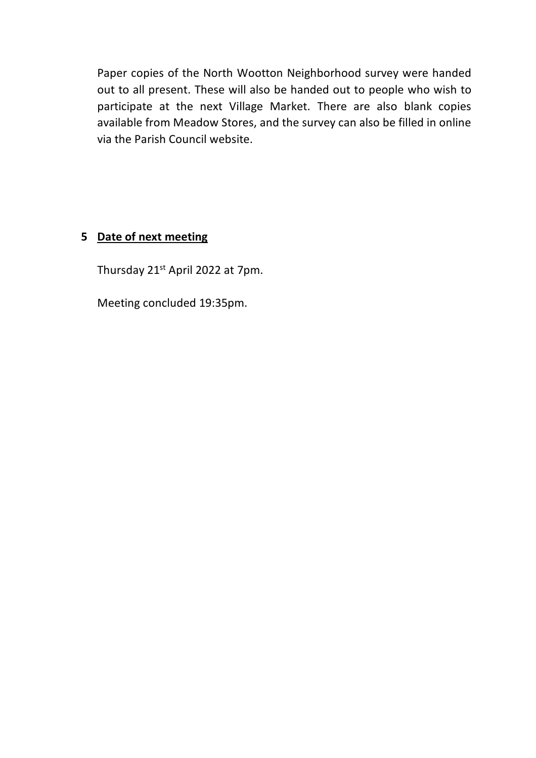Paper copies of the North Wootton Neighborhood survey were handed out to all present. These will also be handed out to people who wish to participate at the next Village Market. There are also blank copies available from Meadow Stores, and the survey can also be filled in online via the Parish Council website.

## 5 Date of next meeting

Thursday 21st April 2022 at 7pm.

Meeting concluded 19:35pm.